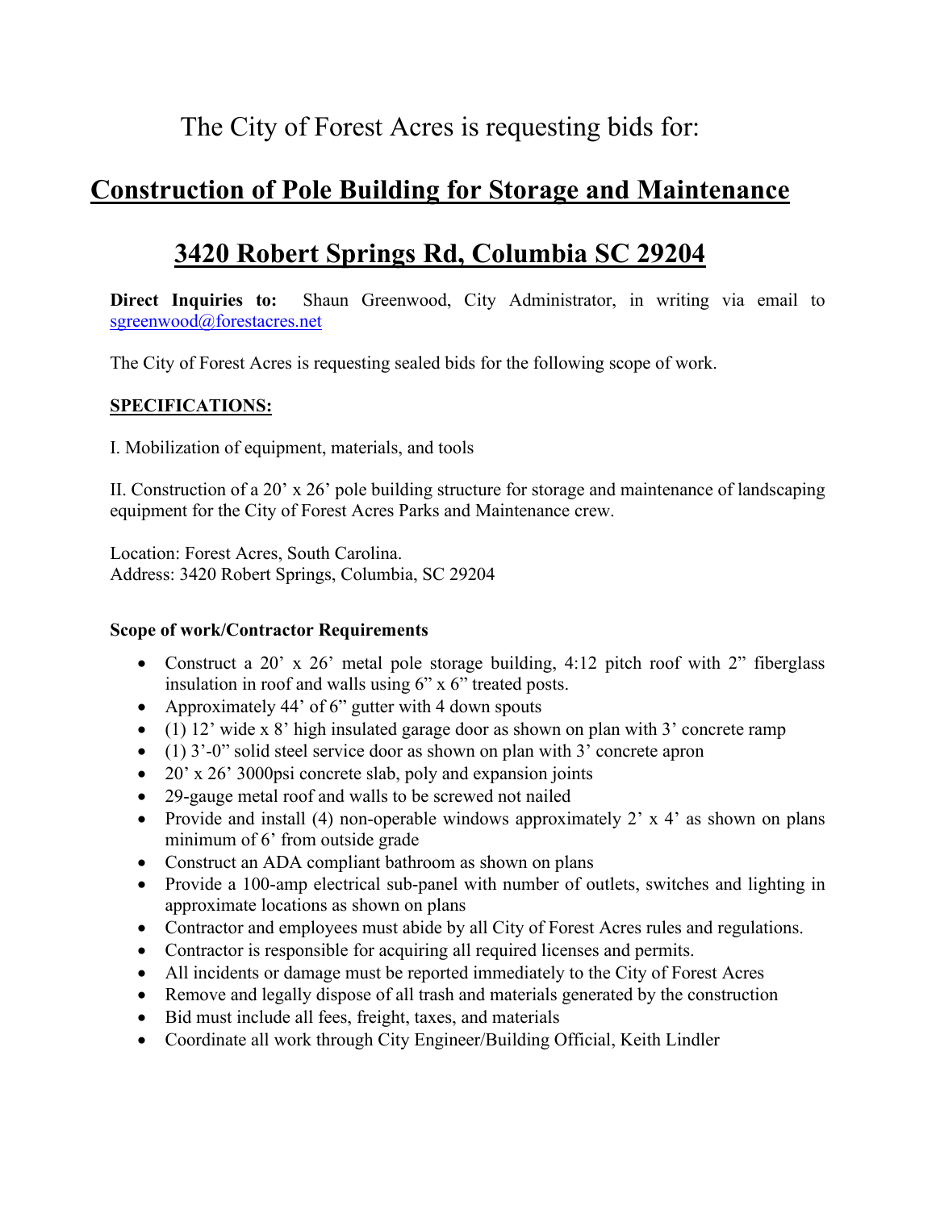# The City of Forest Acres is requesting bids for:

## Construction of Pole Building for Storage and Maintenance

## 3420 Robert Springs Rd, Columbia SC 29204

**Direct Inquiries to:** Shaun Greenwood, City Administrator, in writing via email to sgreenwood@forestacres.net

The City of Forest Acres is requesting sealed bids for the following scope of work.

**SPECIFICATIONS:**

I. Mobilization of equipment, materials, and tools

II. Construction of a 20' x 26' pole building structure for storage and maintenance of landscaping equipment for the City of Forest Acres Parks and Maintenance crew.

Location: Forest Acres, South Carolina.
Address: 3420 Robert Springs, Columbia, SC 29204

**Scope of work/Contractor Requirements**

- Construct a 20' x 26' metal pole storage building, 4:12 pitch roof with 2" fiberglass insulation in roof and walls using 6" x 6" treated posts.
- Approximately 44' of 6" gutter with 4 down spouts
- (1) 12' wide x 8' high insulated garage door as shown on plan with 3' concrete ramp
- (1) 3'-0" solid steel service door as shown on plan with 3' concrete apron
- 20' x 26' 3000psi concrete slab, poly and expansion joints
- 29-gauge metal roof and walls to be screwed not nailed
- Provide and install (4) non-operable windows approximately 2' x 4' as shown on plans minimum of 6' from outside grade
- Construct an ADA compliant bathroom as shown on plans
- Provide a 100-amp electrical sub-panel with number of outlets, switches and lighting in approximate locations as shown on plans
- Contractor and employees must abide by all City of Forest Acres rules and regulations.
- Contractor is responsible for acquiring all required licenses and permits.
- All incidents or damage must be reported immediately to the City of Forest Acres
- Remove and legally dispose of all trash and materials generated by the construction
- Bid must include all fees, freight, taxes, and materials
- Coordinate all work through City Engineer/Building Official, Keith Lindler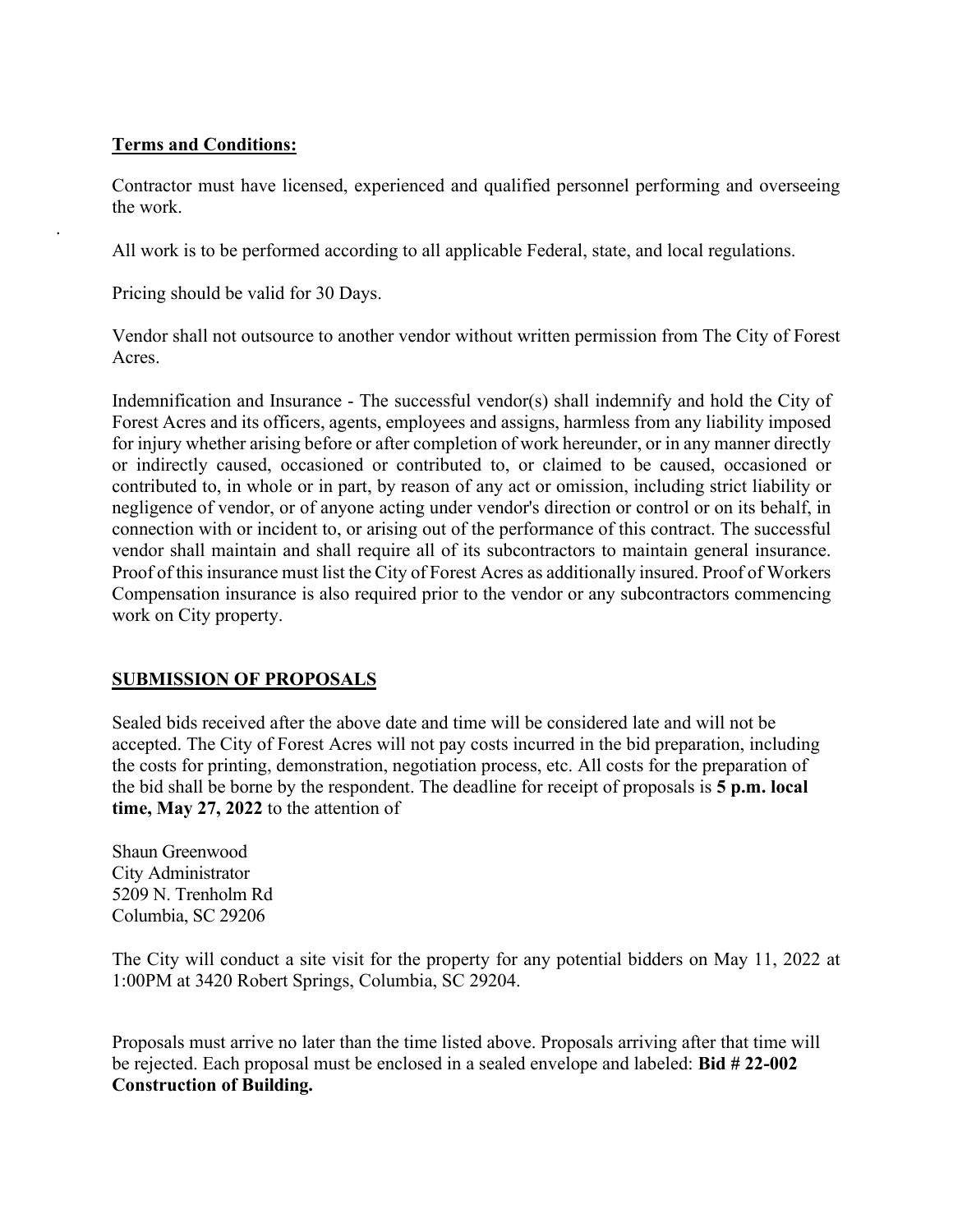**Terms and Conditions:**

Contractor must have licensed, experienced and qualified personnel performing and overseeing the work.

All work is to be performed according to all applicable Federal, state, and local regulations.

Pricing should be valid for 30 Days.

Vendor shall not outsource to another vendor without written permission from The City of Forest Acres.

Indemnification and Insurance - The successful vendor(s) shall indemnify and hold the City of Forest Acres and its officers, agents, employees and assigns, harmless from any liability imposed for injury whether arising before or after completion of work hereunder, or in any manner directly or indirectly caused, occasioned or contributed to, or claimed to be caused, occasioned or contributed to, in whole or in part, by reason of any act or omission, including strict liability or negligence of vendor, or of anyone acting under vendor's direction or control or on its behalf, in connection with or incident to, or arising out of the performance of this contract. The successful vendor shall maintain and shall require all of its subcontractors to maintain general insurance. Proof of this insurance must list the City of Forest Acres as additionally insured. Proof of Workers Compensation insurance is also required prior to the vendor or any subcontractors commencing work on City property.

**SUBMISSION OF PROPOSALS**

Sealed bids received after the above date and time will be considered late and will not be accepted. The City of Forest Acres will not pay costs incurred in the bid preparation, including the costs for printing, demonstration, negotiation process, etc. All costs for the preparation of the bid shall be borne by the respondent. The deadline for receipt of proposals is **5 p.m. local time, May 27, 2022** to the attention of

Shaun Greenwood
City Administrator
5209 N. Trenholm Rd
Columbia, SC 29206

The City will conduct a site visit for the property for any potential bidders on May 11, 2022 at 1:00PM at 3420 Robert Springs, Columbia, SC 29204.

Proposals must arrive no later than the time listed above. Proposals arriving after that time will be rejected. Each proposal must be enclosed in a sealed envelope and labeled: **Bid # 22-002 Construction of Building.**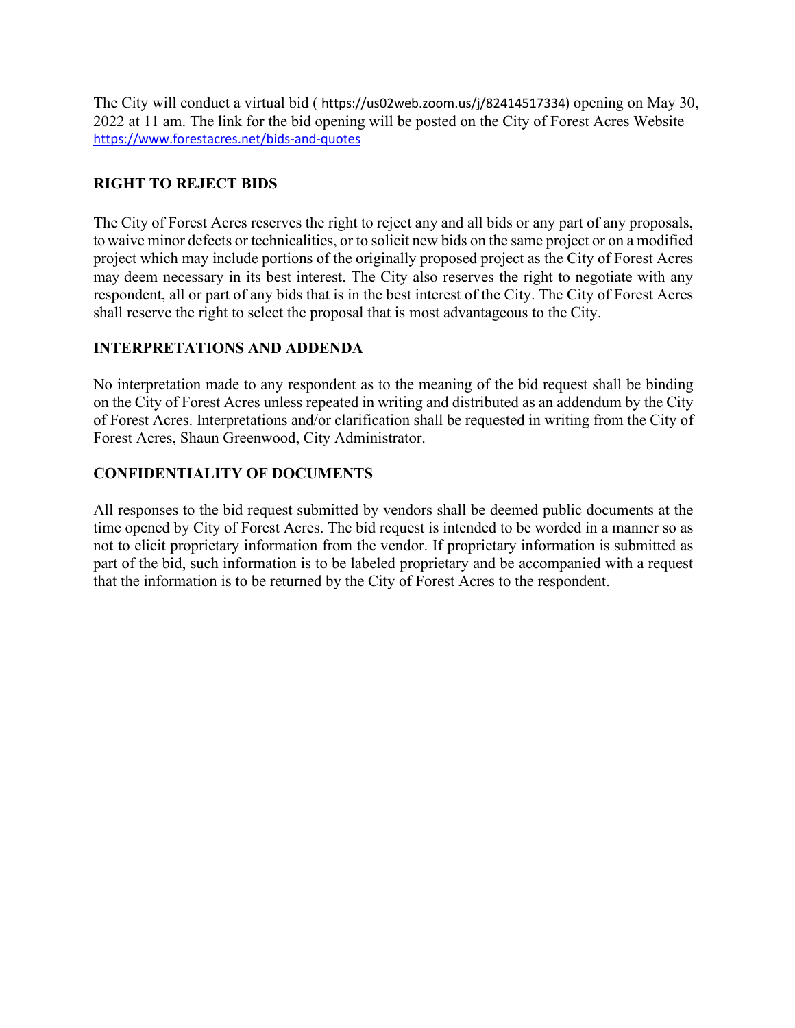The City will conduct a virtual bid ( https://us02web.zoom.us/j/82414517334) opening on May 30, 2022 at 11 am. The link for the bid opening will be posted on the City of Forest Acres Website https://www.forestacres.net/bids-and-quotes

## RIGHT TO REJECT BIDS

The City of Forest Acres reserves the right to reject any and all bids or any part of any proposals, to waive minor defects or technicalities, or to solicit new bids on the same project or on a modified project which may include portions of the originally proposed project as the City of Forest Acres may deem necessary in its best interest. The City also reserves the right to negotiate with any respondent, all or part of any bids that is in the best interest of the City. The City of Forest Acres shall reserve the right to select the proposal that is most advantageous to the City.

## INTERPRETATIONS AND ADDENDA

No interpretation made to any respondent as to the meaning of the bid request shall be binding on the City of Forest Acres unless repeated in writing and distributed as an addendum by the City of Forest Acres. Interpretations and/or clarification shall be requested in writing from the City of Forest Acres, Shaun Greenwood, City Administrator.

## CONFIDENTIALITY OF DOCUMENTS

All responses to the bid request submitted by vendors shall be deemed public documents at the time opened by City of Forest Acres. The bid request is intended to be worded in a manner so as not to elicit proprietary information from the vendor. If proprietary information is submitted as part of the bid, such information is to be labeled proprietary and be accompanied with a request that the information is to be returned by the City of Forest Acres to the respondent.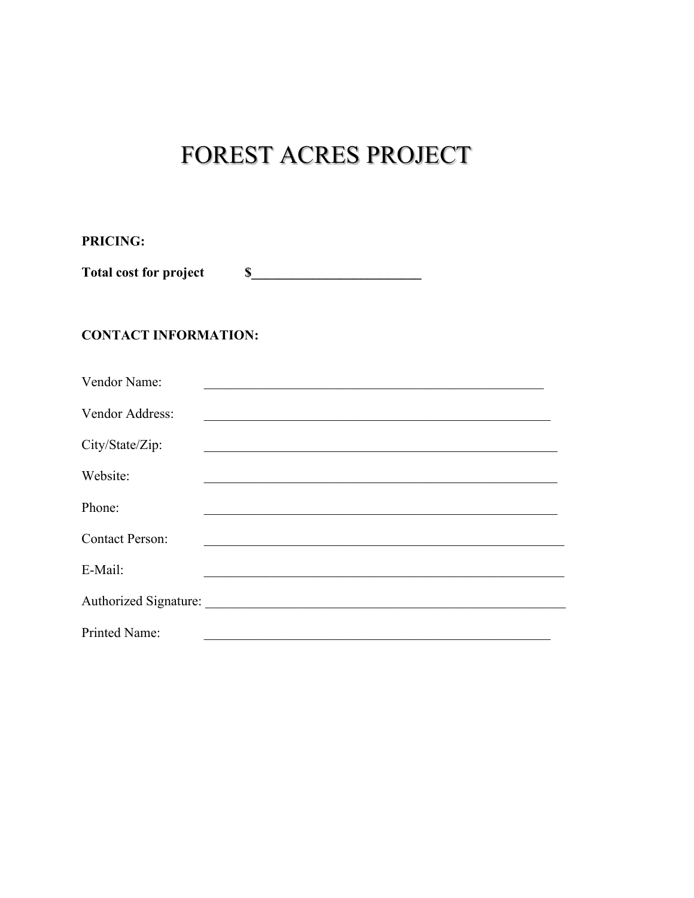# FOREST ACRES PROJECT

**PRICING:**

**Total cost for project $_________________________**

**CONTACT INFORMATION:**

Vendor Name: ___________________________________________________

Vendor Address: ___________________________________________________

City/State/Zip: ___________________________________________________

Website: ___________________________________________________

Phone: ___________________________________________________

Contact Person: ___________________________________________________

E-Mail: ___________________________________________________

Authorized Signature: ___________________________________________________

Printed Name: ___________________________________________________